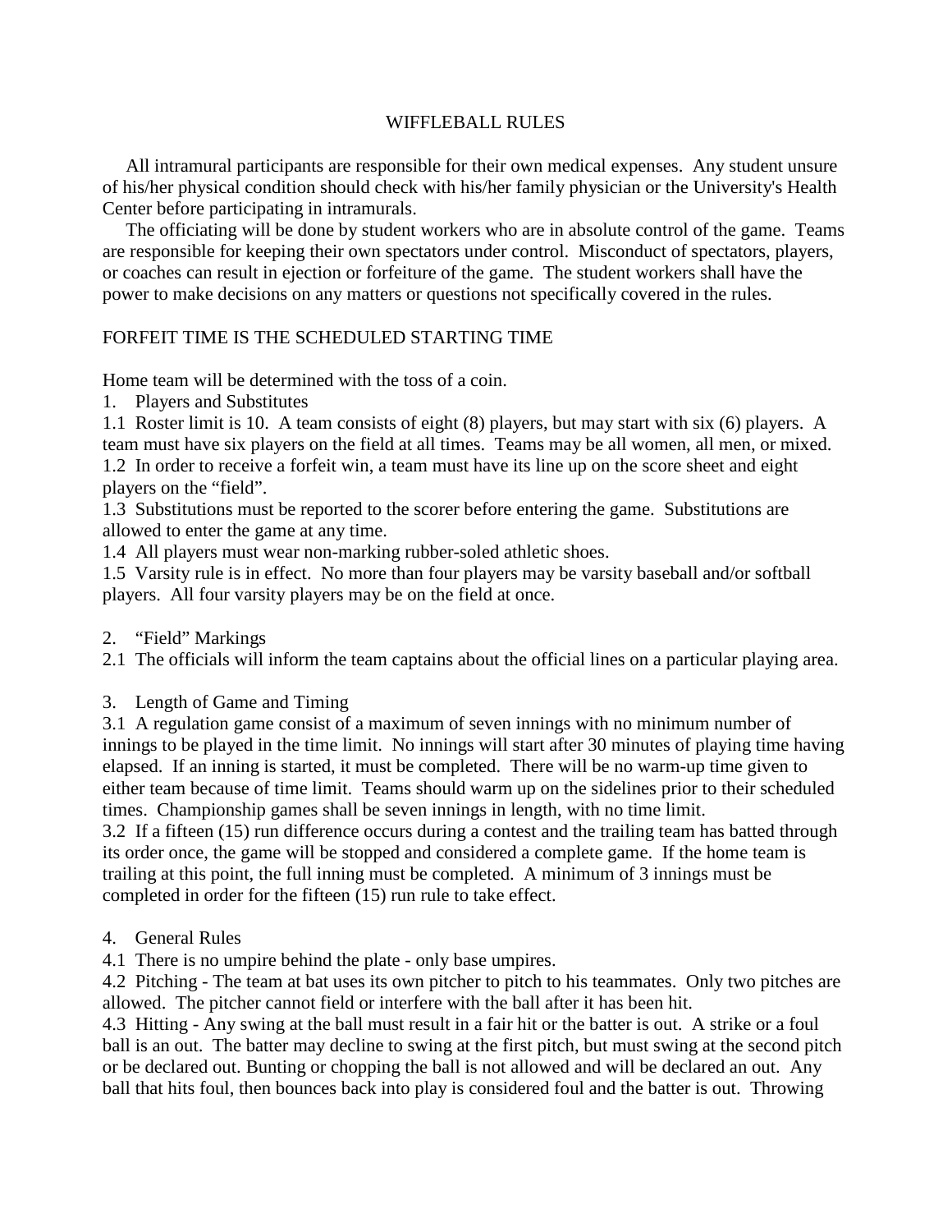# WIFFLEBALL RULES

All intramural participants are responsible for their own medical expenses. Any student unsure of his/her physical condition should check with his/her family physician or the University's Health Center before participating in intramurals.

The officiating will be done by student workers who are in absolute control of the game. Teams are responsible for keeping their own spectators under control. Misconduct of spectators, players, or coaches can result in ejection or forfeiture of the game. The student workers shall have the power to make decisions on any matters or questions not specifically covered in the rules.

FORFEIT TIME IS THE SCHEDULED STARTING TIME

Home team will be determined with the toss of a coin.

## 1. Players and Substitutes

1.1 Roster limit is 10. A team consists of eight (8) players, but may start with six (6) players. A team must have six players on the field at all times. Teams may be all women, all men, or mixed.

1.2 In order to receive a forfeit win, a team must have its line up on the score sheet and eight players on the "field".

1.3 Substitutions must be reported to the scorer before entering the game. Substitutions are allowed to enter the game at any time.

1.4 All players must wear non-marking rubber-soled athletic shoes.

1.5 Varsity rule is in effect. No more than four players may be varsity baseball and/or softball players. All four varsity players may be on the field at once.

## 2. "Field" Markings

2.1 The officials will inform the team captains about the official lines on a particular playing area.

## 3. Length of Game and Timing

3.1 A regulation game consist of a maximum of seven innings with no minimum number of innings to be played in the time limit. No innings will start after 30 minutes of playing time having elapsed. If an inning is started, it must be completed. There will be no warm-up time given to either team because of time limit. Teams should warm up on the sidelines prior to their scheduled times. Championship games shall be seven innings in length, with no time limit.

3.2 If a fifteen (15) run difference occurs during a contest and the trailing team has batted through its order once, the game will be stopped and considered a complete game. If the home team is trailing at this point, the full inning must be completed. A minimum of 3 innings must be completed in order for the fifteen (15) run rule to take effect.

## 4. General Rules

4.1 There is no umpire behind the plate - only base umpires.

4.2 Pitching - The team at bat uses its own pitcher to pitch to his teammates. Only two pitches are allowed. The pitcher cannot field or interfere with the ball after it has been hit.

4.3 Hitting - Any swing at the ball must result in a fair hit or the batter is out. A strike or a foul ball is an out. The batter may decline to swing at the first pitch, but must swing at the second pitch or be declared out. Bunting or chopping the ball is not allowed and will be declared an out. Any ball that hits foul, then bounces back into play is considered foul and the batter is out. Throwing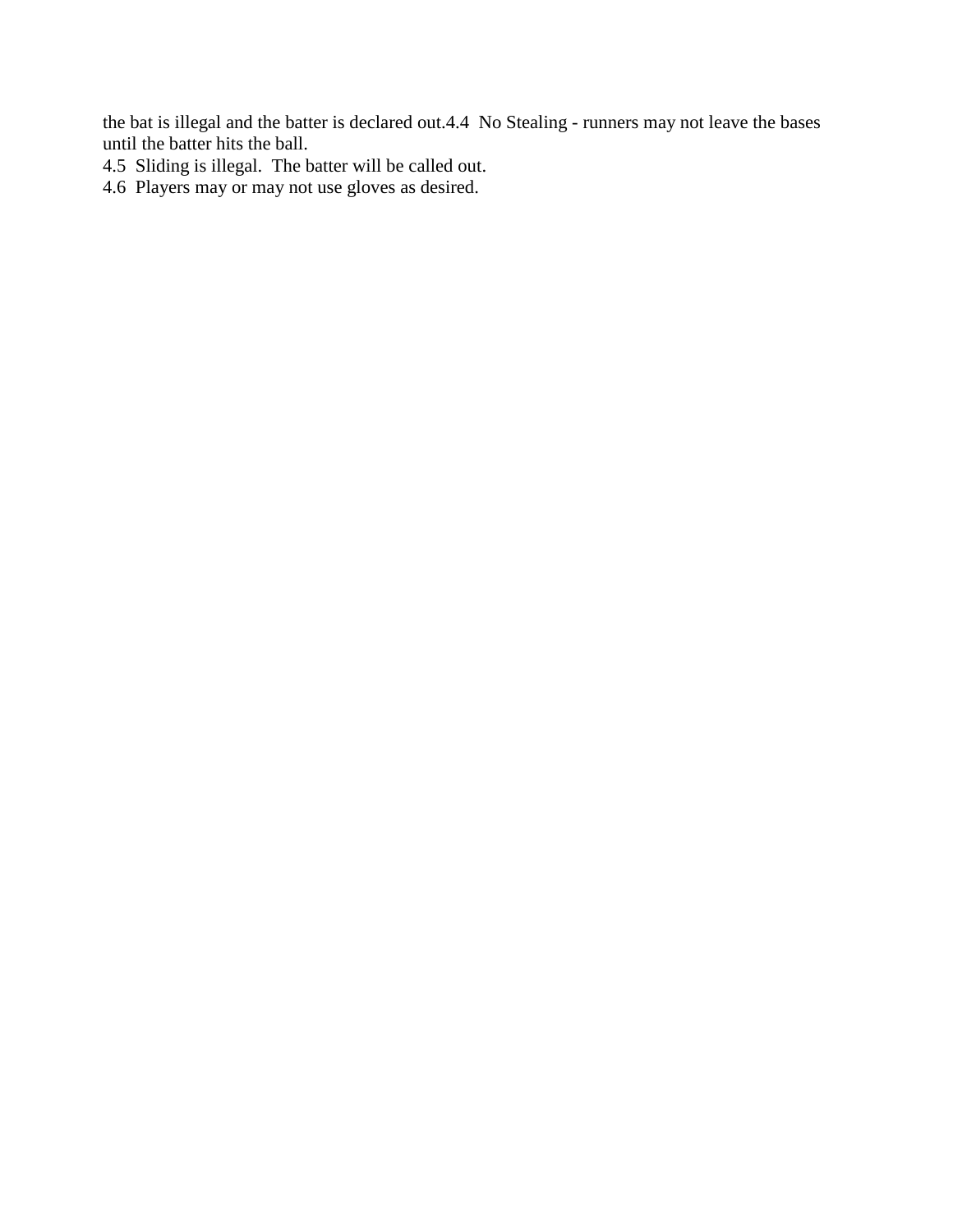the bat is illegal and the batter is declared out.4.4  No Stealing - runners may not leave the bases until the batter hits the ball.

4.5  Sliding is illegal.  The batter will be called out.

4.6  Players may or may not use gloves as desired.